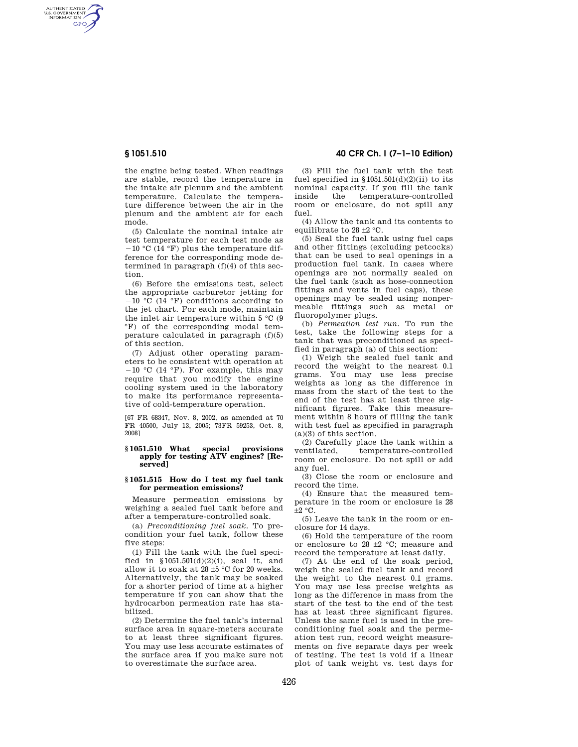the engine being tested. When readings are stable, record the temperature in the intake air plenum and the ambient temperature. Calculate the temperature difference between the air in the plenum and the ambient air for each mode.

(5) Calculate the nominal intake air test temperature for each test mode as −10 °C (14 °F) plus the temperature difference for the corresponding mode determined in paragraph (f)(4) of this section.

(6) Before the emissions test, select the appropriate carburetor jetting for −10 °C (14 °F) conditions according to the jet chart. For each mode, maintain the inlet air temperature within 5 °C (9 °F) of the corresponding modal temperature calculated in paragraph (f)(5) of this section.

(7) Adjust other operating parameters to be consistent with operation at −10 °C (14 °F). For example, this may require that you modify the engine cooling system used in the laboratory to make its performance representative of cold-temperature operation.

[67 FR 68347, Nov. 8, 2002, as amended at 70 FR 40500, July 13, 2005; 73FR 59253, Oct. 8, 2008]

### § 1051.510 What special provisions apply for testing ATV engines? [Reserved]

### § 1051.515 How do I test my fuel tank for permeation emissions?

Measure permeation emissions by weighing a sealed fuel tank before and after a temperature-controlled soak.

(a) *Preconditioning fuel soak.* To precondition your fuel tank, follow these five steps:

(1) Fill the tank with the fuel specified in §1051.501(d)(2)(i), seal it, and allow it to soak at 28 ±5 °C for 20 weeks. Alternatively, the tank may be soaked for a shorter period of time at a higher temperature if you can show that the hydrocarbon permeation rate has stabilized.

(2) Determine the fuel tank's internal surface area in square-meters accurate to at least three significant figures. You may use less accurate estimates of the surface area if you make sure not to overestimate the surface area.

(3) Fill the fuel tank with the test fuel specified in §1051.501(d)(2)(ii) to its nominal capacity. If you fill the tank inside the temperature-controlled room or enclosure, do not spill any fuel.

(4) Allow the tank and its contents to equilibrate to 28 ±2 °C.

(5) Seal the fuel tank using fuel caps and other fittings (excluding petcocks) that can be used to seal openings in a production fuel tank. In cases where openings are not normally sealed on the fuel tank (such as hose-connection fittings and vents in fuel caps), these openings may be sealed using nonpermeable fittings such as metal or fluoropolymer plugs.

(b) *Permeation test run.* To run the test, take the following steps for a tank that was preconditioned as specified in paragraph (a) of this section:

(1) Weigh the sealed fuel tank and record the weight to the nearest 0.1 grams. You may use less precise weights as long as the difference in mass from the start of the test to the end of the test has at least three significant figures. Take this measurement within 8 hours of filling the tank with test fuel as specified in paragraph (a)(3) of this section.

(2) Carefully place the tank within a ventilated, temperature-controlled room or enclosure. Do not spill or add any fuel.

(3) Close the room or enclosure and record the time.

(4) Ensure that the measured temperature in the room or enclosure is 28 ±2 °C.

(5) Leave the tank in the room or enclosure for 14 days.

(6) Hold the temperature of the room or enclosure to 28 ±2 °C; measure and record the temperature at least daily.

(7) At the end of the soak period, weigh the sealed fuel tank and record the weight to the nearest 0.1 grams. You may use less precise weights as long as the difference in mass from the start of the test to the end of the test has at least three significant figures. Unless the same fuel is used in the preconditioning fuel soak and the permeation test run, record weight measurements on five separate days per week of testing. The test is void if a linear plot of tank weight vs. test days for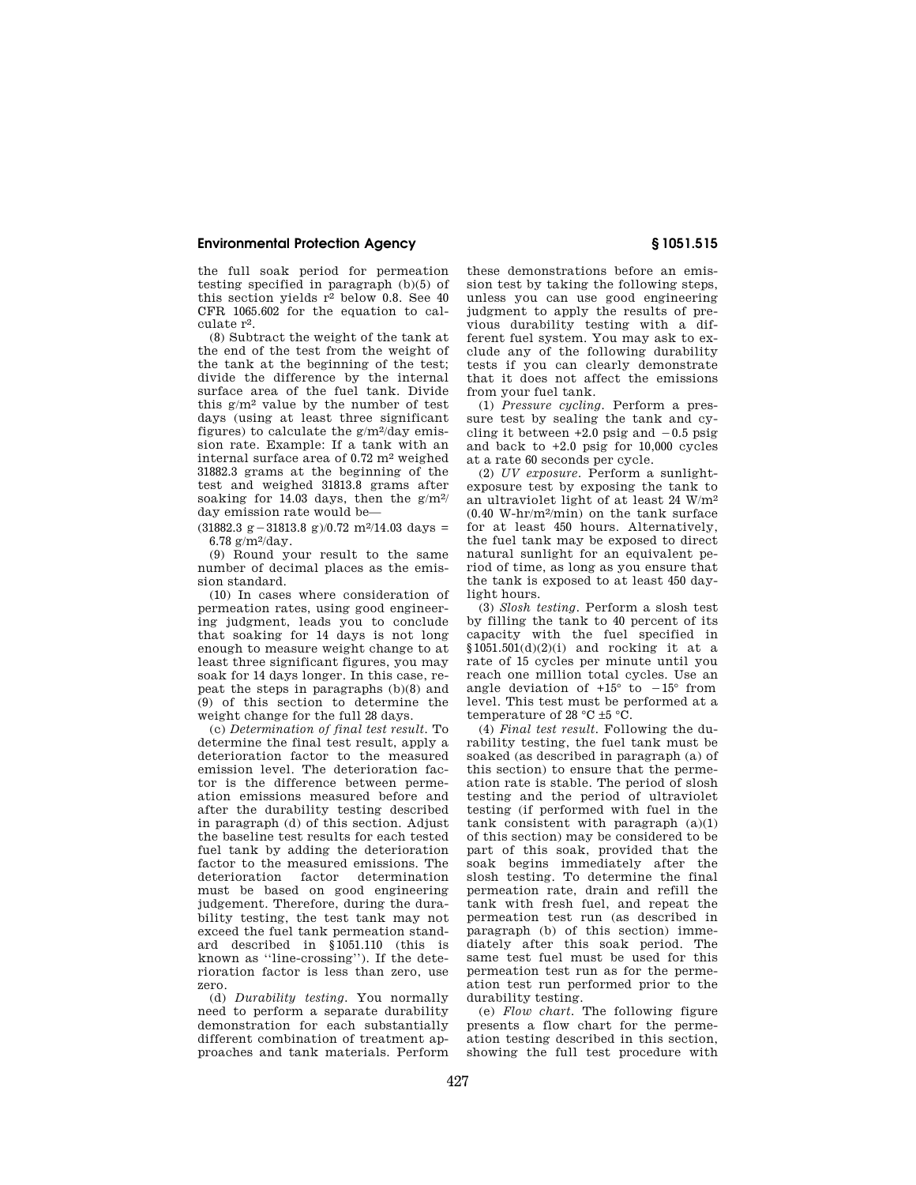the full soak period for permeation testing specified in paragraph (b)(5) of this section yields $r^2$ below 0.8. See 40 CFR 1065.602 for the equation to calculate $r^2$.

(8) Subtract the weight of the tank at the end of the test from the weight of the tank at the beginning of the test; divide the difference by the internal surface area of the fuel tank. Divide this g/m$^2$ value by the number of test days (using at least three significant figures) to calculate the g/m$^2$/day emission rate. Example: If a tank with an internal surface area of 0.72 m$^2$ weighed 31882.3 grams at the beginning of the test and weighed 31813.8 grams after soaking for 14.03 days, then the g/m$^2$/day emission rate would be—

$(31882.3 \text{ g} - 31813.8 \text{ g})/0.72 \text{ m}^2/14.03 \text{ days} = 6.78 \text{ g/m}^2\text{/day}$.

(9) Round your result to the same number of decimal places as the emission standard.

(10) In cases where consideration of permeation rates, using good engineering judgment, leads you to conclude that soaking for 14 days is not long enough to measure weight change to at least three significant figures, you may soak for 14 days longer. In this case, repeat the steps in paragraphs (b)(8) and (9) of this section to determine the weight change for the full 28 days.

(c) *Determination of final test result.* To determine the final test result, apply a deterioration factor to the measured emission level. The deterioration factor is the difference between permeation emissions measured before and after the durability testing described in paragraph (d) of this section. Adjust the baseline test results for each tested fuel tank by adding the deterioration factor to the measured emissions. The deterioration factor determination must be based on good engineering judgement. Therefore, during the durability testing, the test tank may not exceed the fuel tank permeation standard described in §1051.110 (this is known as "line-crossing"). If the deterioration factor is less than zero, use zero.

(d) *Durability testing.* You normally need to perform a separate durability demonstration for each substantially different combination of treatment approaches and tank materials. Perform these demonstrations before an emission test by taking the following steps, unless you can use good engineering judgment to apply the results of previous durability testing with a different fuel system. You may ask to exclude any of the following durability tests if you can clearly demonstrate that it does not affect the emissions from your fuel tank.

(1) *Pressure cycling.* Perform a pressure test by sealing the tank and cycling it between +2.0 psig and −0.5 psig and back to +2.0 psig for 10,000 cycles at a rate 60 seconds per cycle.

(2) *UV exposure.* Perform a sunlight-exposure test by exposing the tank to an ultraviolet light of at least 24 W/m$^2$ (0.40 W-hr/m$^2$/min) on the tank surface for at least 450 hours. Alternatively, the fuel tank may be exposed to direct natural sunlight for an equivalent period of time, as long as you ensure that the tank is exposed to at least 450 daylight hours.

(3) *Slosh testing.* Perform a slosh test by filling the tank to 40 percent of its capacity with the fuel specified in §1051.501(d)(2)(i) and rocking it at a rate of 15 cycles per minute until you reach one million total cycles. Use an angle deviation of +15° to −15° from level. This test must be performed at a temperature of 28 °C ±5 °C.

(4) *Final test result.* Following the durability testing, the fuel tank must be soaked (as described in paragraph (a) of this section) to ensure that the permeation rate is stable. The period of slosh testing and the period of ultraviolet testing (if performed with fuel in the tank consistent with paragraph (a)(1) of this section) may be considered to be part of this soak, provided that the soak begins immediately after the slosh testing. To determine the final permeation rate, drain and refill the tank with fresh fuel, and repeat the permeation test run (as described in paragraph (b) of this section) immediately after this soak period. The same test fuel must be used for this permeation test run as for the permeation test run performed prior to the durability testing.

(e) *Flow chart.* The following figure presents a flow chart for the permeation testing described in this section, showing the full test procedure with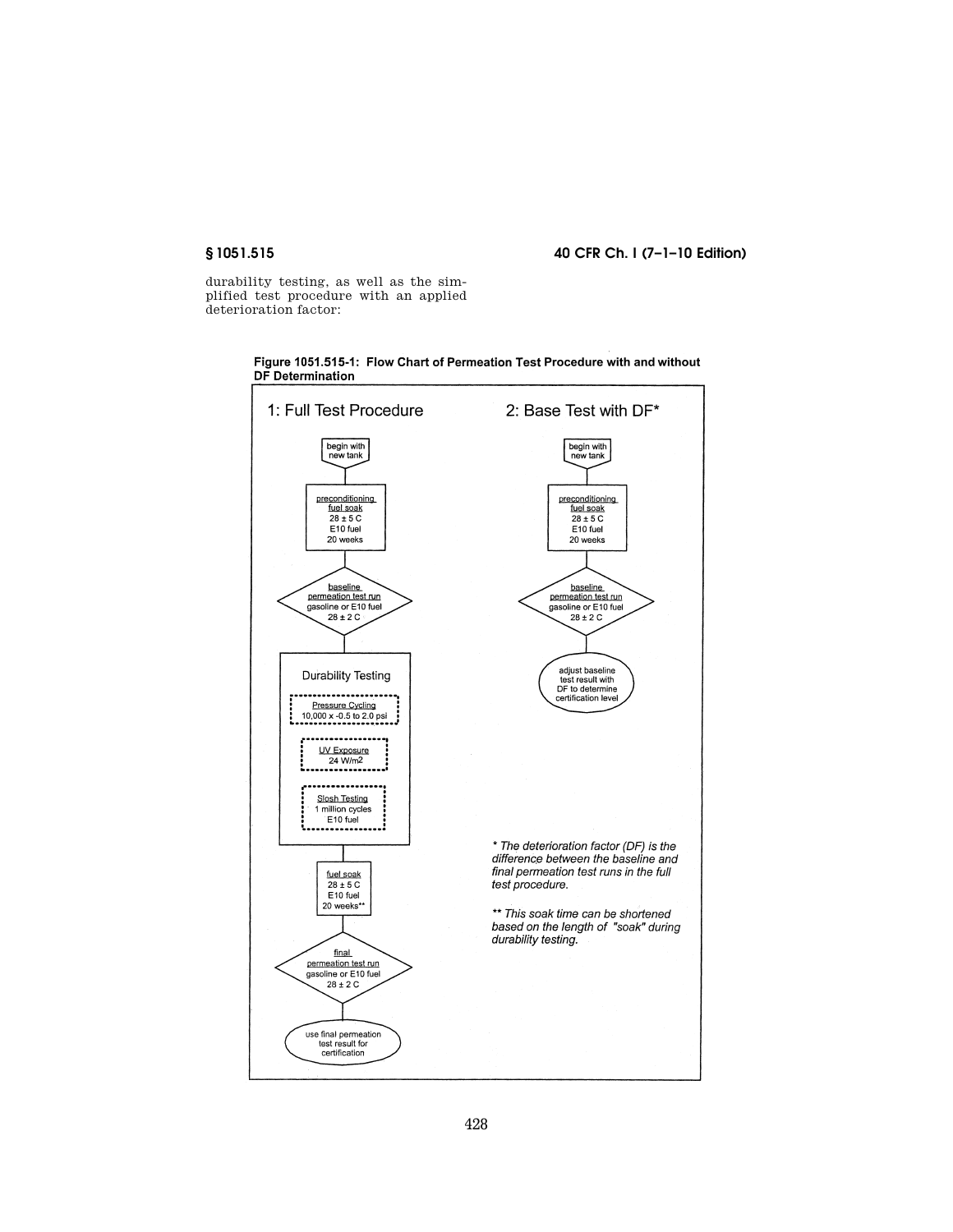durability testing, as well as the simplified test procedure with an applied deterioration factor:

**Figure 1051.515-1: Flow Chart of Permeation Test Procedure with and without DF Determination**

**1: Full Test Procedure**

- begin with new tank
- preconditioning fuel soak: 28 ± 5 C, E10 fuel, 20 weeks
- baseline permeation test run: gasoline or E10 fuel, 28 ± 2 C
- Durability Testing:
  - Pressure Cycling: 10,000 x -0.5 to 2.0 psi
  - UV Exposure: 24 W/m2
  - Slosh Testing: 1 million cycles, E10 fuel
- fuel soak: 28 ± 5 C, E10 fuel, 20 weeks**
- final permeation test run: gasoline or E10 fuel, 28 ± 2 C
- use final permeation test result for certification

**2: Base Test with DF***

- begin with new tank
- preconditioning fuel soak: 28 ± 5 C, E10 fuel, 20 weeks
- baseline permeation test run: gasoline or E10 fuel, 28 ± 2 C
- adjust baseline test result with DF to determine certification level

*\* The deterioration factor (DF) is the difference between the baseline and final permeation test runs in the full test procedure.*

*\*\* This soak time can be shortened based on the length of "soak" during durability testing.*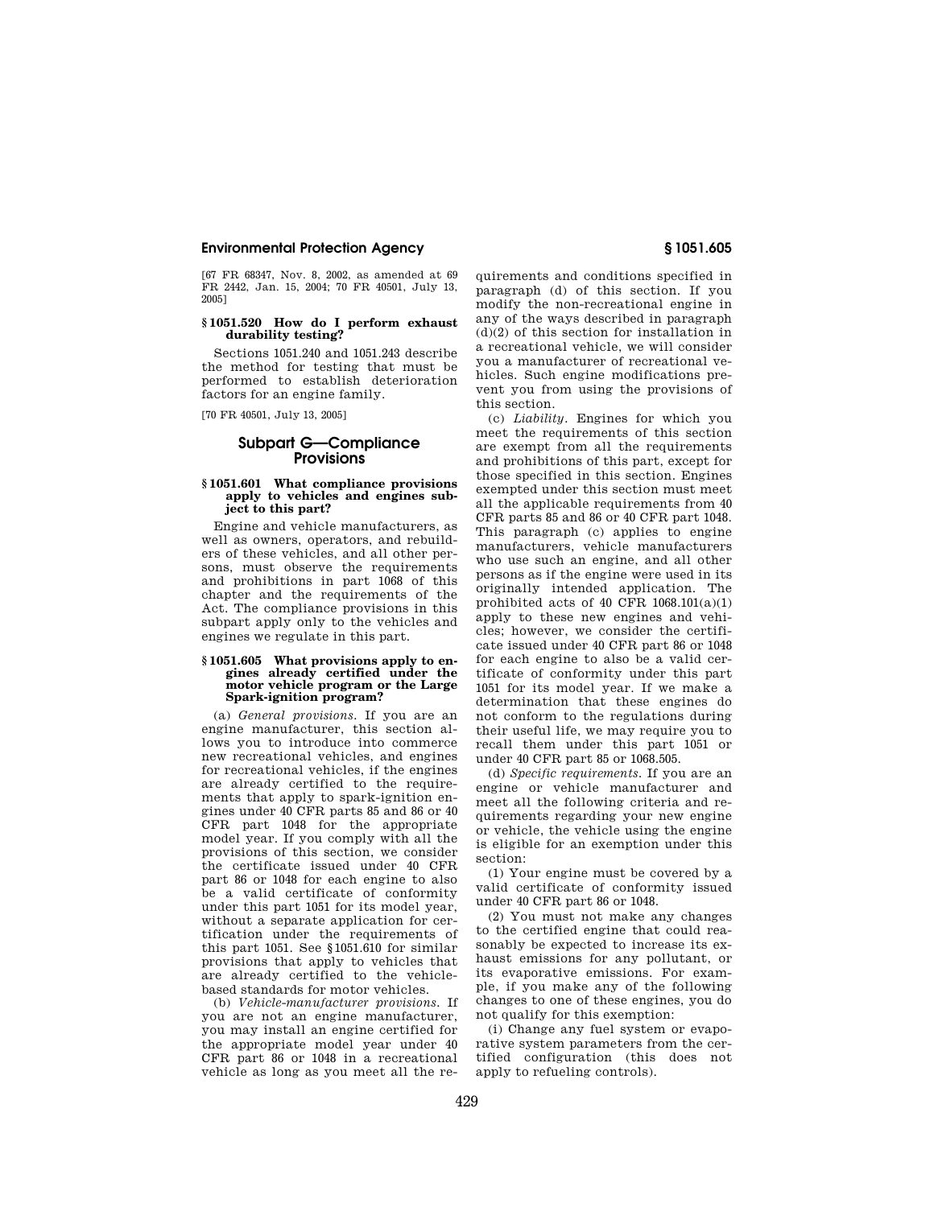[67 FR 68347, Nov. 8, 2002, as amended at 69 FR 2442, Jan. 15, 2004; 70 FR 40501, July 13, 2005]

### § 1051.520 How do I perform exhaust durability testing?

Sections 1051.240 and 1051.243 describe the method for testing that must be performed to establish deterioration factors for an engine family.

[70 FR 40501, July 13, 2005]

## Subpart G—Compliance Provisions

### § 1051.601 What compliance provisions apply to vehicles and engines subject to this part?

Engine and vehicle manufacturers, as well as owners, operators, and rebuilders of these vehicles, and all other persons, must observe the requirements and prohibitions in part 1068 of this chapter and the requirements of the Act. The compliance provisions in this subpart apply only to the vehicles and engines we regulate in this part.

### § 1051.605 What provisions apply to engines already certified under the motor vehicle program or the Large Spark-ignition program?

(a) *General provisions.* If you are an engine manufacturer, this section allows you to introduce into commerce new recreational vehicles, and engines for recreational vehicles, if the engines are already certified to the requirements that apply to spark-ignition engines under 40 CFR parts 85 and 86 or 40 CFR part 1048 for the appropriate model year. If you comply with all the provisions of this section, we consider the certificate issued under 40 CFR part 86 or 1048 for each engine to also be a valid certificate of conformity under this part 1051 for its model year, without a separate application for certification under the requirements of this part 1051. See §1051.610 for similar provisions that apply to vehicles that are already certified to the vehicle-based standards for motor vehicles.

(b) *Vehicle-manufacturer provisions.* If you are not an engine manufacturer, you may install an engine certified for the appropriate model year under 40 CFR part 86 or 1048 in a recreational vehicle as long as you meet all the requirements and conditions specified in paragraph (d) of this section. If you modify the non-recreational engine in any of the ways described in paragraph (d)(2) of this section for installation in a recreational vehicle, we will consider you a manufacturer of recreational vehicles. Such engine modifications prevent you from using the provisions of this section.

(c) *Liability.* Engines for which you meet the requirements of this section are exempt from all the requirements and prohibitions of this part, except for those specified in this section. Engines exempted under this section must meet all the applicable requirements from 40 CFR parts 85 and 86 or 40 CFR part 1048. This paragraph (c) applies to engine manufacturers, vehicle manufacturers who use such an engine, and all other persons as if the engine were used in its originally intended application. The prohibited acts of 40 CFR 1068.101(a)(1) apply to these new engines and vehicles; however, we consider the certificate issued under 40 CFR part 86 or 1048 for each engine to also be a valid certificate of conformity under this part 1051 for its model year. If we make a determination that these engines do not conform to the regulations during their useful life, we may require you to recall them under this part 1051 or under 40 CFR part 85 or 1068.505.

(d) *Specific requirements.* If you are an engine or vehicle manufacturer and meet all the following criteria and requirements regarding your new engine or vehicle, the vehicle using the engine is eligible for an exemption under this section:

(1) Your engine must be covered by a valid certificate of conformity issued under 40 CFR part 86 or 1048.

(2) You must not make any changes to the certified engine that could reasonably be expected to increase its exhaust emissions for any pollutant, or its evaporative emissions. For example, if you make any of the following changes to one of these engines, you do not qualify for this exemption:

(i) Change any fuel system or evaporative system parameters from the certified configuration (this does not apply to refueling controls).